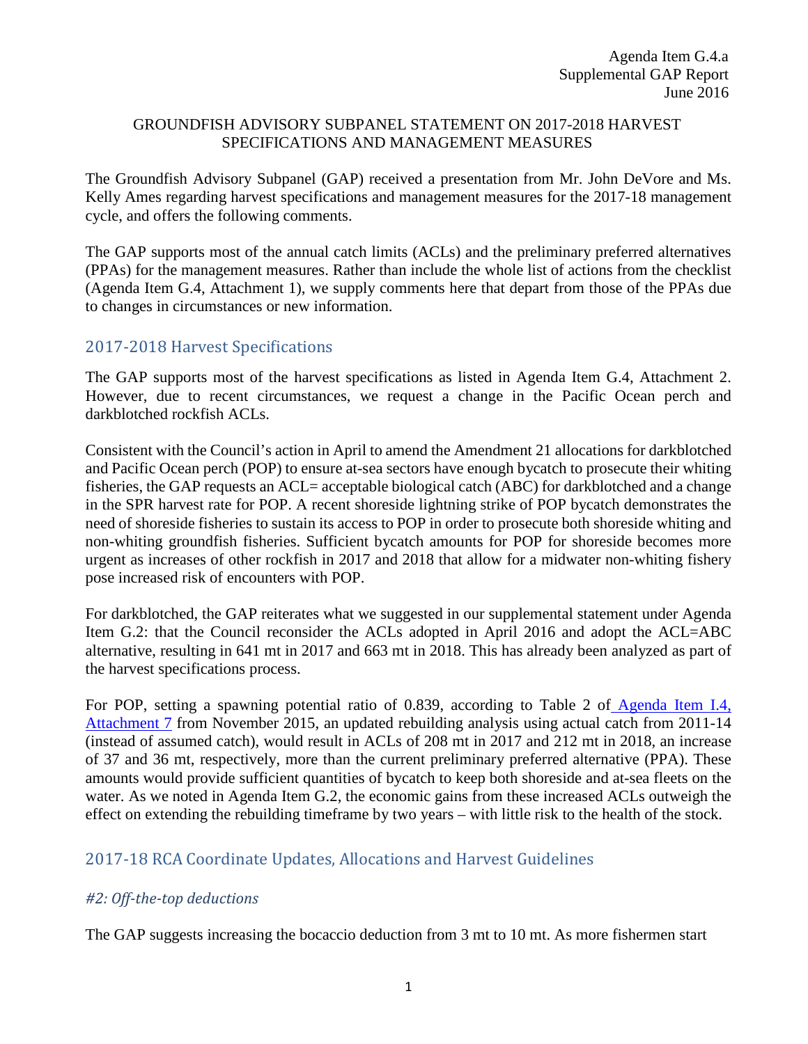Agenda Item G.4.a
Supplemental GAP Report
June 2016

GROUNDFISH ADVISORY SUBPANEL STATEMENT ON 2017-2018 HARVEST SPECIFICATIONS AND MANAGEMENT MEASURES

The Groundfish Advisory Subpanel (GAP) received a presentation from Mr. John DeVore and Ms. Kelly Ames regarding harvest specifications and management measures for the 2017-18 management cycle, and offers the following comments.

The GAP supports most of the annual catch limits (ACLs) and the preliminary preferred alternatives (PPAs) for the management measures. Rather than include the whole list of actions from the checklist (Agenda Item G.4, Attachment 1), we supply comments here that depart from those of the PPAs due to changes in circumstances or new information.

## 2017-2018 Harvest Specifications

The GAP supports most of the harvest specifications as listed in Agenda Item G.4, Attachment 2. However, due to recent circumstances, we request a change in the Pacific Ocean perch and darkblotched rockfish ACLs.

Consistent with the Council's action in April to amend the Amendment 21 allocations for darkblotched and Pacific Ocean perch (POP) to ensure at-sea sectors have enough bycatch to prosecute their whiting fisheries, the GAP requests an ACL= acceptable biological catch (ABC) for darkblotched and a change in the SPR harvest rate for POP. A recent shoreside lightning strike of POP bycatch demonstrates the need of shoreside fisheries to sustain its access to POP in order to prosecute both shoreside whiting and non-whiting groundfish fisheries. Sufficient bycatch amounts for POP for shoreside becomes more urgent as increases of other rockfish in 2017 and 2018 that allow for a midwater non-whiting fishery pose increased risk of encounters with POP.

For darkblotched, the GAP reiterates what we suggested in our supplemental statement under Agenda Item G.2: that the Council reconsider the ACLs adopted in April 2016 and adopt the ACL=ABC alternative, resulting in 641 mt in 2017 and 663 mt in 2018. This has already been analyzed as part of the harvest specifications process.

For POP, setting a spawning potential ratio of 0.839, according to Table 2 of Agenda Item I.4, Attachment 7 from November 2015, an updated rebuilding analysis using actual catch from 2011-14 (instead of assumed catch), would result in ACLs of 208 mt in 2017 and 212 mt in 2018, an increase of 37 and 36 mt, respectively, more than the current preliminary preferred alternative (PPA). These amounts would provide sufficient quantities of bycatch to keep both shoreside and at-sea fleets on the water. As we noted in Agenda Item G.2, the economic gains from these increased ACLs outweigh the effect on extending the rebuilding timeframe by two years – with little risk to the health of the stock.

## 2017-18 RCA Coordinate Updates, Allocations and Harvest Guidelines

### *#2: Off-the-top deductions*

The GAP suggests increasing the bocaccio deduction from 3 mt to 10 mt. As more fishermen start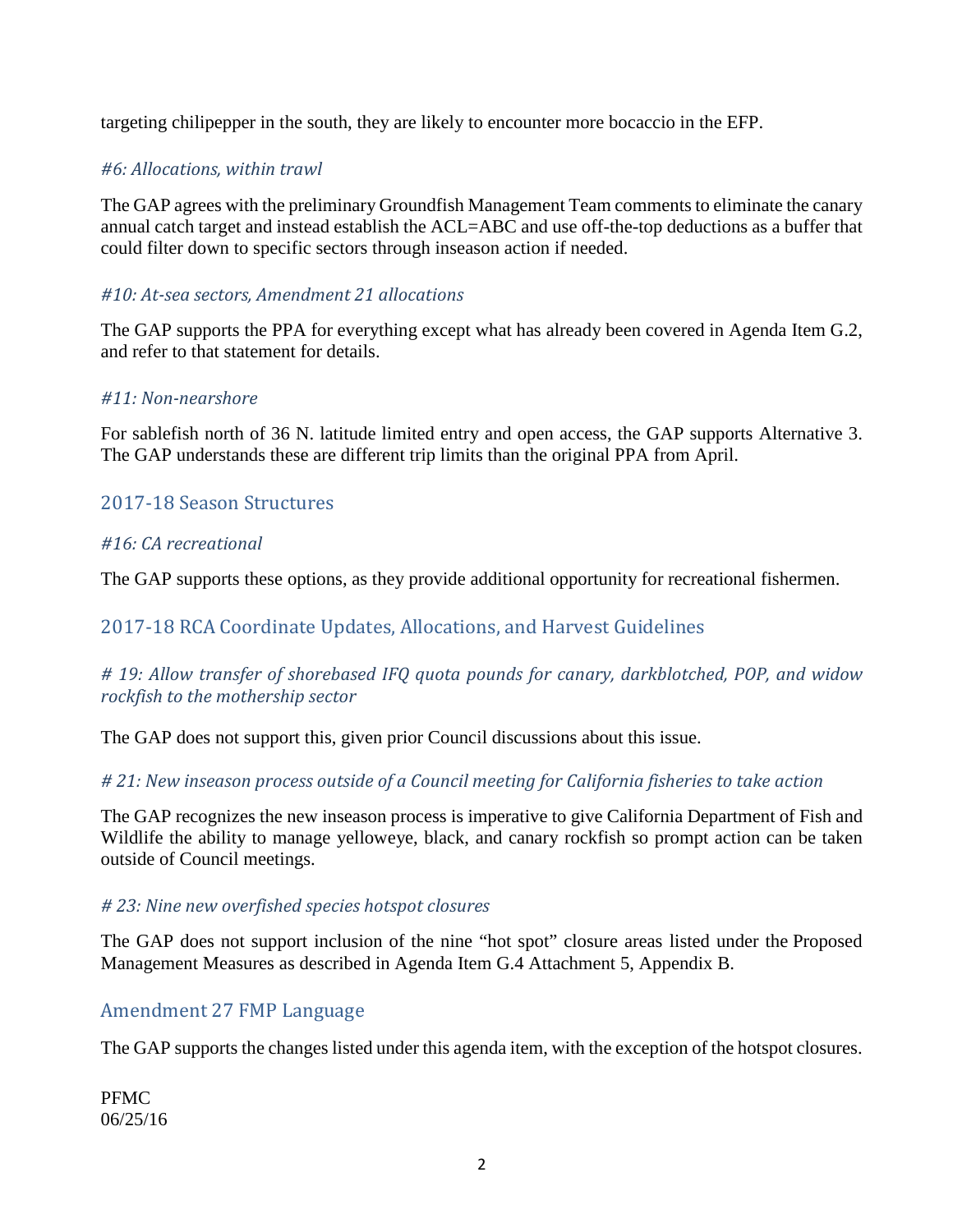targeting chilipepper in the south, they are likely to encounter more bocaccio in the EFP.

### *#6: Allocations, within trawl*

The GAP agrees with the preliminary Groundfish Management Team comments to eliminate the canary annual catch target and instead establish the ACL=ABC and use off-the-top deductions as a buffer that could filter down to specific sectors through inseason action if needed.

### *#10: At-sea sectors, Amendment 21 allocations*

The GAP supports the PPA for everything except what has already been covered in Agenda Item G.2, and refer to that statement for details.

### *#11: Non-nearshore*

For sablefish north of 36 N. latitude limited entry and open access, the GAP supports Alternative 3. The GAP understands these are different trip limits than the original PPA from April.

## 2017-18 Season Structures

### *#16: CA recreational*

The GAP supports these options, as they provide additional opportunity for recreational fishermen.

## 2017-18 RCA Coordinate Updates, Allocations, and Harvest Guidelines

### *# 19: Allow transfer of shorebased IFQ quota pounds for canary, darkblotched, POP, and widow rockfish to the mothership sector*

The GAP does not support this, given prior Council discussions about this issue.

### *# 21: New inseason process outside of a Council meeting for California fisheries to take action*

The GAP recognizes the new inseason process is imperative to give California Department of Fish and Wildlife the ability to manage yelloweye, black, and canary rockfish so prompt action can be taken outside of Council meetings.

### *# 23: Nine new overfished species hotspot closures*

The GAP does not support inclusion of the nine "hot spot" closure areas listed under the Proposed Management Measures as described in Agenda Item G.4 Attachment 5, Appendix B.

## Amendment 27 FMP Language

The GAP supports the changes listed under this agenda item, with the exception of the hotspot closures.

PFMC
06/25/16